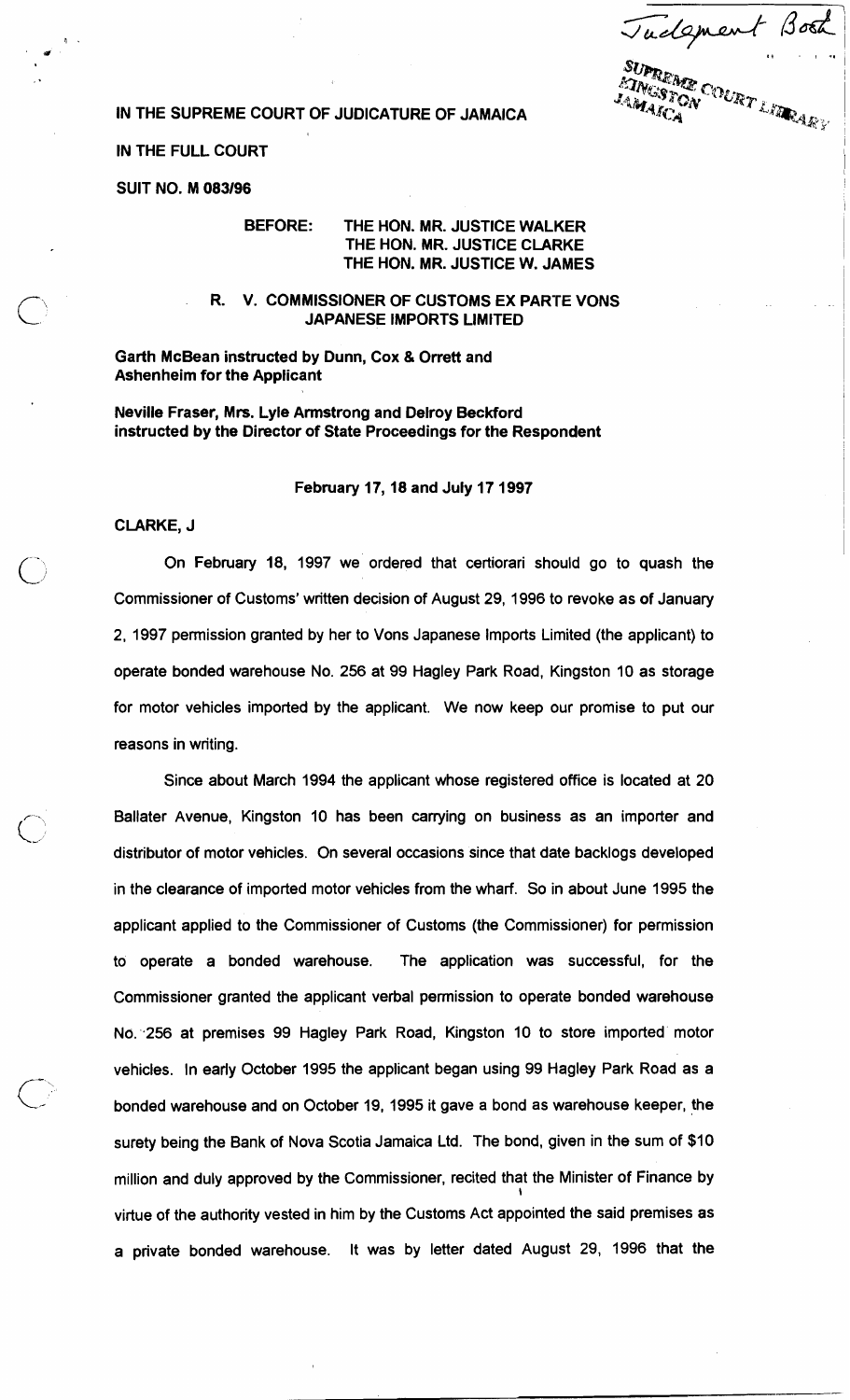Judgment Book

SUPREME COURT LIBRARY
KINGSTON
JAMAICA

**IN THE SUPREME COURT OF JUDICATURE OF JAMAICA**

**IN THE FULL COURT**

**SUIT NO. M 083/96**

**BEFORE: THE HON. MR. JUSTICE WALKER**
**THE HON. MR. JUSTICE CLARKE**
**THE HON. MR. JUSTICE W. JAMES**

**R. V. COMMISSIONER OF CUSTOMS EX PARTE VONS JAPANESE IMPORTS LIMITED**

**Garth McBean instructed by Dunn, Cox & Orrett and Ashenheim for the Applicant**

**Neville Fraser, Mrs. Lyle Armstrong and Delroy Beckford instructed by the Director of State Proceedings for the Respondent**

**February 17, 18 and July 17 1997**

**CLARKE, J**

On February 18, 1997 we ordered that certiorari should go to quash the Commissioner of Customs' written decision of August 29, 1996 to revoke as of January 2, 1997 permission granted by her to Vons Japanese Imports Limited (the applicant) to operate bonded warehouse No. 256 at 99 Hagley Park Road, Kingston 10 as storage for motor vehicles imported by the applicant. We now keep our promise to put our reasons in writing.

Since about March 1994 the applicant whose registered office is located at 20 Ballater Avenue, Kingston 10 has been carrying on business as an importer and distributor of motor vehicles. On several occasions since that date backlogs developed in the clearance of imported motor vehicles from the wharf. So in about June 1995 the applicant applied to the Commissioner of Customs (the Commissioner) for permission to operate a bonded warehouse. The application was successful, for the Commissioner granted the applicant verbal permission to operate bonded warehouse No. 256 at premises 99 Hagley Park Road, Kingston 10 to store imported motor vehicles. In early October 1995 the applicant began using 99 Hagley Park Road as a bonded warehouse and on October 19, 1995 it gave a bond as warehouse keeper, the surety being the Bank of Nova Scotia Jamaica Ltd. The bond, given in the sum of $10 million and duly approved by the Commissioner, recited that the Minister of Finance by virtue of the authority vested in him by the Customs Act appointed the said premises as a private bonded warehouse. It was by letter dated August 29, 1996 that the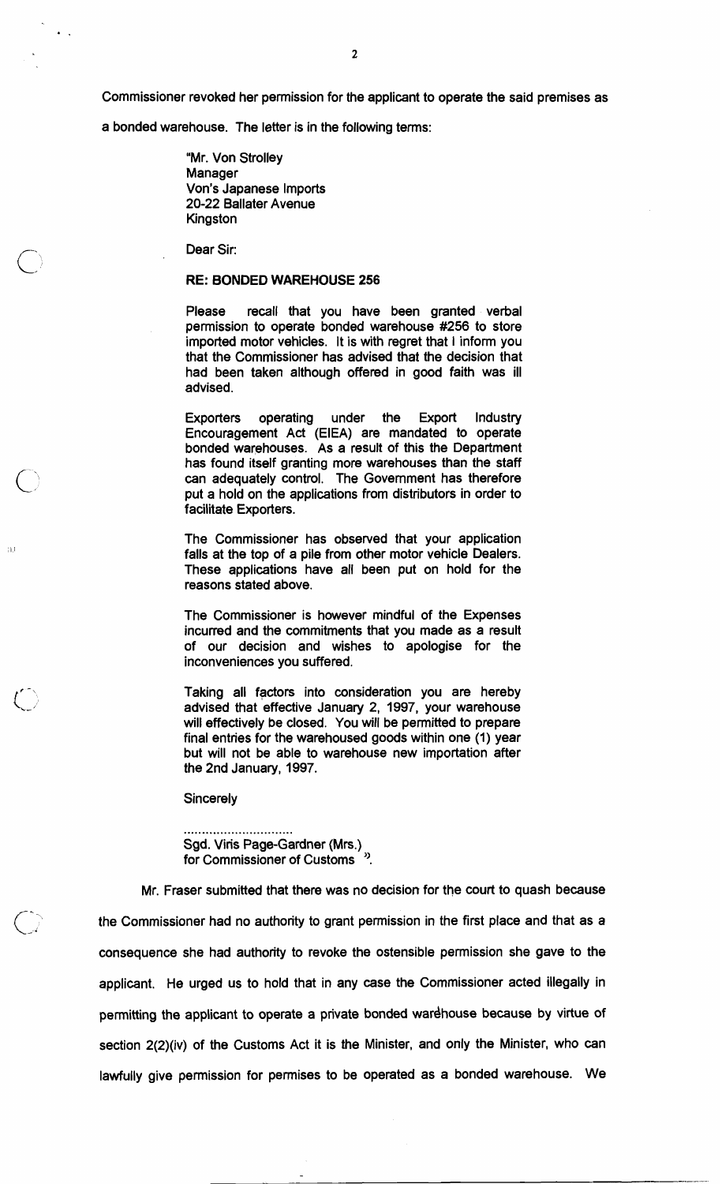Commissioner revoked her permission for the applicant to operate the said premises as a bonded warehouse. The letter is in the following terms:

> "Mr. Von Strolley
> Manager
> Von's Japanese Imports
> 20-22 Ballater Avenue
> Kingston
>
> Dear Sir:
>
> **RE: BONDED WAREHOUSE 256**
>
> Please recall that you have been granted verbal permission to operate bonded warehouse #256 to store imported motor vehicles. It is with regret that I inform you that the Commissioner has advised that the decision that had been taken although offered in good faith was ill advised.
>
> Exporters operating under the Export Industry Encouragement Act (EIEA) are mandated to operate bonded warehouses. As a result of this the Department has found itself granting more warehouses than the staff can adequately control. The Government has therefore put a hold on the applications from distributors in order to facilitate Exporters.
>
> The Commissioner has observed that your application falls at the top of a pile from other motor vehicle Dealers. These applications have all been put on hold for the reasons stated above.
>
> The Commissioner is however mindful of the Expenses incurred and the commitments that you made as a result of our decision and wishes to apologise for the inconveniences you suffered.
>
> Taking all factors into consideration you are hereby advised that effective January 2, 1997, your warehouse will effectively be closed. You will be permitted to prepare final entries for the warehoused goods within one (1) year but will not be able to warehouse new importation after the 2nd January, 1997.
>
> Sincerely
>
> ..............................
> Sgd. Viris Page-Gardner (Mrs.)
> for Commissioner of Customs ".

Mr. Fraser submitted that there was no decision for the court to quash because the Commissioner had no authority to grant permission in the first place and that as a consequence she had authority to revoke the ostensible permission she gave to the applicant. He urged us to hold that in any case the Commissioner acted illegally in permitting the applicant to operate a private bonded warehouse because by virtue of section 2(2)(iv) of the Customs Act it is the Minister, and only the Minister, who can lawfully give permission for permises to be operated as a bonded warehouse. We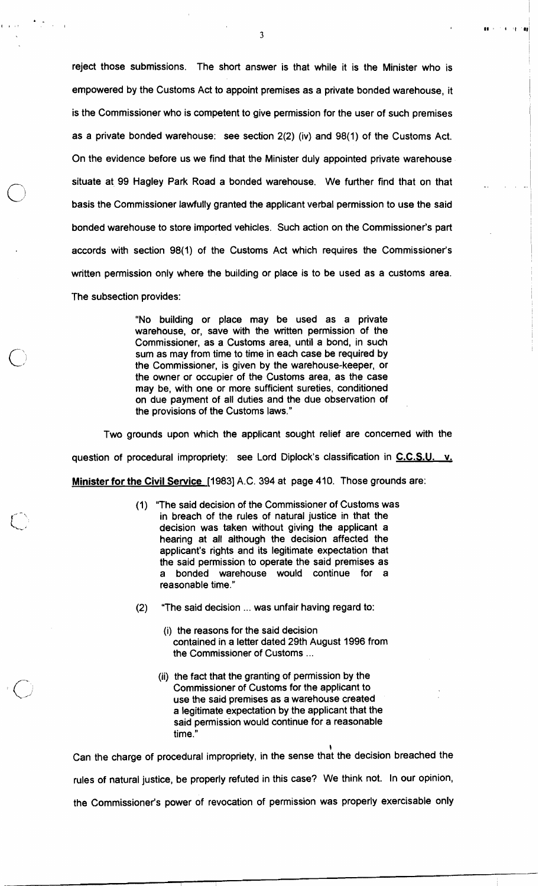reject those submissions. The short answer is that while it is the Minister who is empowered by the Customs Act to appoint premises as a private bonded warehouse, it is the Commissioner who is competent to give permission for the user of such premises as a private bonded warehouse: see section 2(2) (iv) and 98(1) of the Customs Act. On the evidence before us we find that the Minister duly appointed private warehouse situate at 99 Hagley Park Road a bonded warehouse. We further find that on that basis the Commissioner lawfully granted the applicant verbal permission to use the said bonded warehouse to store imported vehicles. Such action on the Commissioner's part accords with section 98(1) of the Customs Act which requires the Commissioner's written permission only where the building or place is to be used as a customs area. The subsection provides:

> "No building or place may be used as a private warehouse, or, save with the written permission of the Commissioner, as a Customs area, until a bond, in such sum as may from time to time in each case be required by the Commissioner, is given by the warehouse-keeper, or the owner or occupier of the Customs area, as the case may be, with one or more sufficient sureties, conditioned on due payment of all duties and the due observation of the provisions of the Customs laws."

Two grounds upon which the applicant sought relief are concerned with the question of procedural impropriety: see Lord Diplock's classification in **C.C.S.U. v. Minister for the Civil Service** [1983] A.C. 394 at page 410. Those grounds are:

> (1) "The said decision of the Commissioner of Customs was in breach of the rules of natural justice in that the decision was taken without giving the applicant a hearing at all although the decision affected the applicant's rights and its legitimate expectation that the said permission to operate the said premises as a bonded warehouse would continue for a reasonable time."
>
> (2) "The said decision ... was unfair having regard to:
>
> (i) the reasons for the said decision contained in a letter dated 29th August 1996 from the Commissioner of Customs ...
>
> (ii) the fact that the granting of permission by the Commissioner of Customs for the applicant to use the said premises as a warehouse created a legitimate expectation by the applicant that the said permission would continue for a reasonable time."

Can the charge of procedural impropriety, in the sense that the decision breached the rules of natural justice, be properly refuted in this case? We think not. In our opinion, the Commissioner's power of revocation of permission was properly exercisable only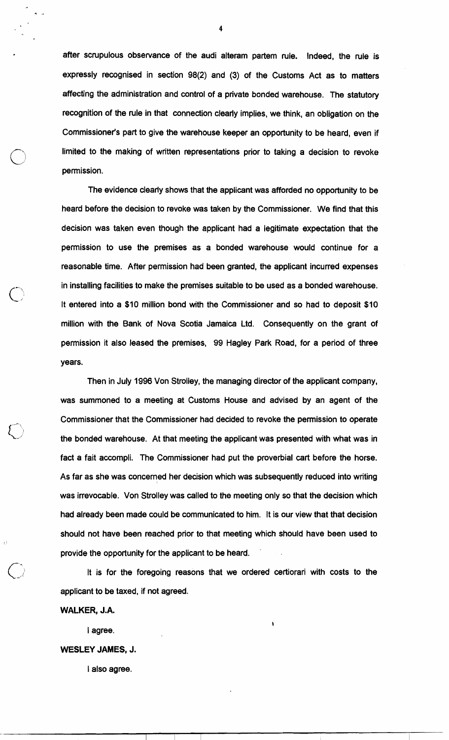after scrupulous observance of the audi alteram partem rule. Indeed, the rule is expressly recognised in section 98(2) and (3) of the Customs Act as to matters affecting the administration and control of a private bonded warehouse. The statutory recognition of the rule in that connection clearly implies, we think, an obligation on the Commissioner's part to give the warehouse keeper an opportunity to be heard, even if limited to the making of written representations prior to taking a decision to revoke permission.

The evidence clearly shows that the applicant was afforded no opportunity to be heard before the decision to revoke was taken by the Commissioner. We find that this decision was taken even though the applicant had a legitimate expectation that the permission to use the premises as a bonded warehouse would continue for a reasonable time. After permission had been granted, the applicant incurred expenses in installing facilities to make the premises suitable to be used as a bonded warehouse. It entered into a $10 million bond with the Commissioner and so had to deposit $10 million with the Bank of Nova Scotia Jamaica Ltd. Consequently on the grant of permission it also leased the premises, 99 Hagley Park Road, for a period of three years.

Then in July 1996 Von Strolley, the managing director of the applicant company, was summoned to a meeting at Customs House and advised by an agent of the Commissioner that the Commissioner had decided to revoke the permission to operate the bonded warehouse. At that meeting the applicant was presented with what was in fact a fait accompli. The Commissioner had put the proverbial cart before the horse. As far as she was concerned her decision which was subsequently reduced into writing was irrevocable. Von Strolley was called to the meeting only so that the decision which had already been made could be communicated to him. It is our view that that decision should not have been reached prior to that meeting which should have been used to provide the opportunity for the applicant to be heard.

It is for the foregoing reasons that we ordered certiorari with costs to the applicant to be taxed, if not agreed.

**WALKER, J.A.**

I agree.

**WESLEY JAMES, J.**

I also agree.